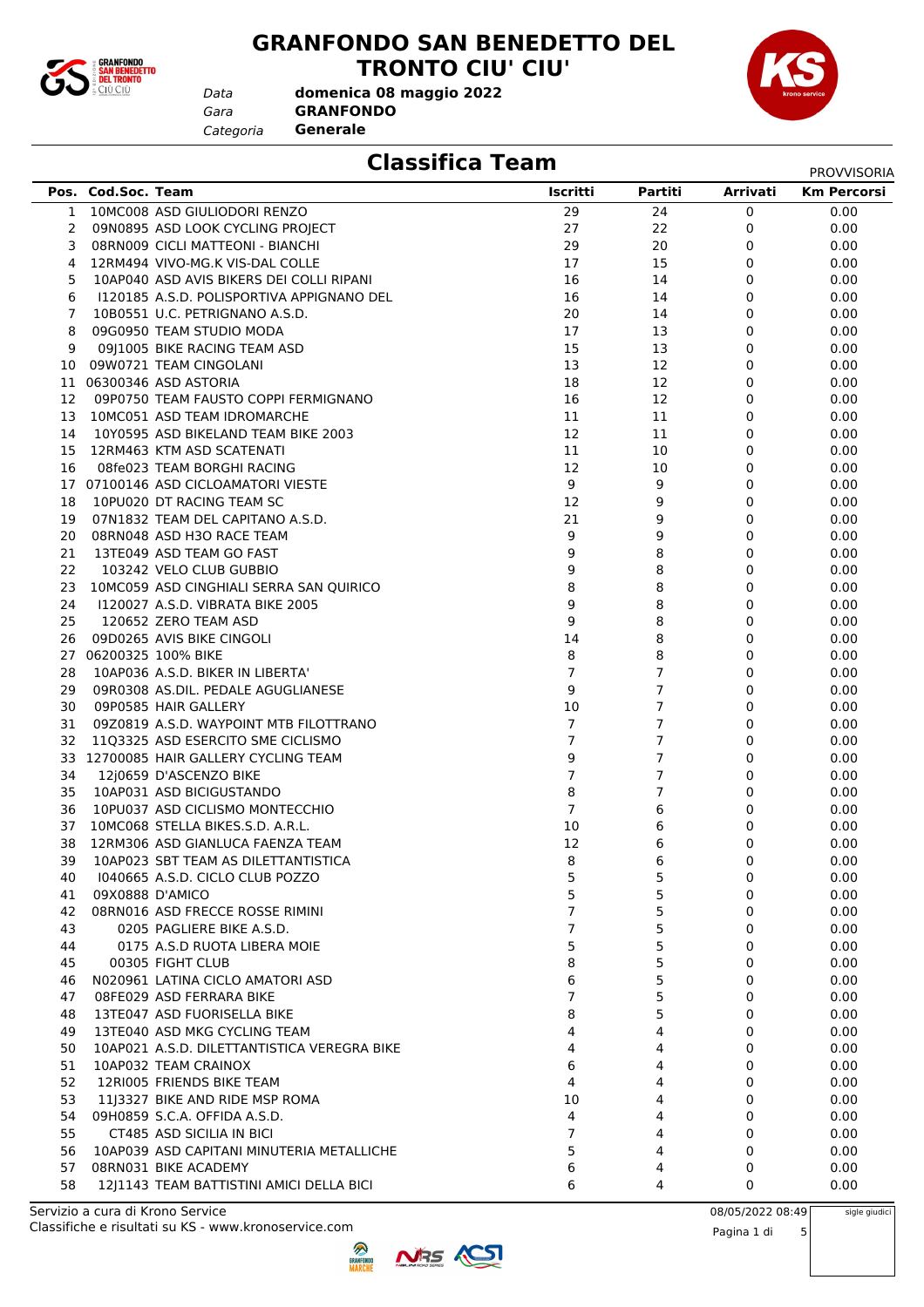# GRANFONDO SAN BENEDETTO DEL TRONTO CIU' CIU'

*Data* **domenica 08 maggio 2022**
*Gara* **GRANFONDO**
*Categoria* **Generale**

## Classifica Team

PROVVISORIA

| Pos. | Cod.Soc. | Team | Iscritti | Partiti | Arrivati | Km Percorsi |
|---|---|---|---|---|---|---|
| 1 | 10MC008 | ASD GIULIODORI RENZO | 29 | 24 | 0 | 0.00 |
| 2 | 09N0895 | ASD LOOK CYCLING PROJECT | 27 | 22 | 0 | 0.00 |
| 3 | 08RN009 | CICLI MATTEONI - BIANCHI | 29 | 20 | 0 | 0.00 |
| 4 | 12RM494 | VIVO-MG.K VIS-DAL COLLE | 17 | 15 | 0 | 0.00 |
| 5 | 10AP040 | ASD AVIS BIKERS DEI COLLI RIPANI | 16 | 14 | 0 | 0.00 |
| 6 | I120185 | A.S.D. POLISPORTIVA APPIGNANO DEL | 16 | 14 | 0 | 0.00 |
| 7 | 10B0551 | U.C. PETRIGNANO A.S.D. | 20 | 14 | 0 | 0.00 |
| 8 | 09G0950 | TEAM STUDIO MODA | 17 | 13 | 0 | 0.00 |
| 9 | 09J1005 | BIKE RACING TEAM ASD | 15 | 13 | 0 | 0.00 |
| 10 | 09W0721 | TEAM CINGOLANI | 13 | 12 | 0 | 0.00 |
| 11 | 06300346 | ASD ASTORIA | 18 | 12 | 0 | 0.00 |
| 12 | 09P0750 | TEAM FAUSTO COPPI FERMIGNANO | 16 | 12 | 0 | 0.00 |
| 13 | 10MC051 | ASD TEAM IDROMARCHE | 11 | 11 | 0 | 0.00 |
| 14 | 10Y0595 | ASD BIKELAND TEAM BIKE 2003 | 12 | 11 | 0 | 0.00 |
| 15 | 12RM463 | KTM ASD SCATENATI | 11 | 10 | 0 | 0.00 |
| 16 | 08fe023 | TEAM BORGHI RACING | 12 | 10 | 0 | 0.00 |
| 17 | 07100146 | ASD CICLOAMATORI VIESTE | 9 | 9 | 0 | 0.00 |
| 18 | 10PU020 | DT RACING TEAM SC | 12 | 9 | 0 | 0.00 |
| 19 | 07N1832 | TEAM DEL CAPITANO A.S.D. | 21 | 9 | 0 | 0.00 |
| 20 | 08RN048 | ASD H3O RACE TEAM | 9 | 9 | 0 | 0.00 |
| 21 | 13TE049 | ASD TEAM GO FAST | 9 | 8 | 0 | 0.00 |
| 22 | 103242 | VELO CLUB GUBBIO | 9 | 8 | 0 | 0.00 |
| 23 | 10MC059 | ASD CINGHIALI SERRA SAN QUIRICO | 8 | 8 | 0 | 0.00 |
| 24 | I120027 | A.S.D. VIBRATA BIKE 2005 | 9 | 8 | 0 | 0.00 |
| 25 | 120652 | ZERO TEAM ASD | 9 | 8 | 0 | 0.00 |
| 26 | 09D0265 | AVIS BIKE CINGOLI | 14 | 8 | 0 | 0.00 |
| 27 | 06200325 | 100% BIKE | 8 | 8 | 0 | 0.00 |
| 28 | 10AP036 | A.S.D. BIKER IN LIBERTA' | 7 | 7 | 0 | 0.00 |
| 29 | 09R0308 | AS.DIL. PEDALE AGUGLIANESE | 9 | 7 | 0 | 0.00 |
| 30 | 09P0585 | HAIR GALLERY | 10 | 7 | 0 | 0.00 |
| 31 | 09Z0819 | A.S.D. WAYPOINT MTB FILOTTRANO | 7 | 7 | 0 | 0.00 |
| 32 | 11Q3325 | ASD ESERCITO SME CICLISMO | 7 | 7 | 0 | 0.00 |
| 33 | 12700085 | HAIR GALLERY CYCLING TEAM | 9 | 7 | 0 | 0.00 |
| 34 | 12j0659 | D'ASCENZO BIKE | 7 | 7 | 0 | 0.00 |
| 35 | 10AP031 | ASD BICIGUSTANDO | 8 | 7 | 0 | 0.00 |
| 36 | 10PU037 | ASD CICLISMO MONTECCHIO | 7 | 6 | 0 | 0.00 |
| 37 | 10MC068 | STELLA BIKES.S.D. A.R.L. | 10 | 6 | 0 | 0.00 |
| 38 | 12RM306 | ASD GIANLUCA FAENZA TEAM | 12 | 6 | 0 | 0.00 |
| 39 | 10AP023 | SBT TEAM AS DILETTANTISTICA | 8 | 6 | 0 | 0.00 |
| 40 | I040665 | A.S.D. CICLO CLUB POZZO | 5 | 5 | 0 | 0.00 |
| 41 | 09X0888 | D'AMICO | 5 | 5 | 0 | 0.00 |
| 42 | 08RN016 | ASD FRECCE ROSSE RIMINI | 7 | 5 | 0 | 0.00 |
| 43 | 0205 | PAGLIERE BIKE A.S.D. | 7 | 5 | 0 | 0.00 |
| 44 | 0175 | A.S.D RUOTA LIBERA MOIE | 5 | 5 | 0 | 0.00 |
| 45 | 00305 | FIGHT CLUB | 8 | 5 | 0 | 0.00 |
| 46 | N020961 | LATINA CICLO AMATORI ASD | 6 | 5 | 0 | 0.00 |
| 47 | 08FE029 | ASD FERRARA BIKE | 7 | 5 | 0 | 0.00 |
| 48 | 13TE047 | ASD FUORISELLA BIKE | 8 | 5 | 0 | 0.00 |
| 49 | 13TE040 | ASD MKG CYCLING TEAM | 4 | 4 | 0 | 0.00 |
| 50 | 10AP021 | A.S.D. DILETTANTISTICA VEREGRA BIKE | 4 | 4 | 0 | 0.00 |
| 51 | 10AP032 | TEAM CRAINOX | 6 | 4 | 0 | 0.00 |
| 52 | 12RI005 | FRIENDS BIKE TEAM | 4 | 4 | 0 | 0.00 |
| 53 | 11J3327 | BIKE AND RIDE MSP ROMA | 10 | 4 | 0 | 0.00 |
| 54 | 09H0859 | S.C.A. OFFIDA A.S.D. | 4 | 4 | 0 | 0.00 |
| 55 | CT485 | ASD SICILIA IN BICI | 7 | 4 | 0 | 0.00 |
| 56 | 10AP039 | ASD CAPITANI MINUTERIA METALLICHE | 5 | 4 | 0 | 0.00 |
| 57 | 08RN031 | BIKE ACADEMY | 6 | 4 | 0 | 0.00 |
| 58 | 12J1143 | TEAM BATTISTINI AMICI DELLA BICI | 6 | 4 | 0 | 0.00 |

Servizio a cura di Krono Service
Classifiche e risultati su KS - www.kronoservice.com

08/05/2022 08:49

sigle giudici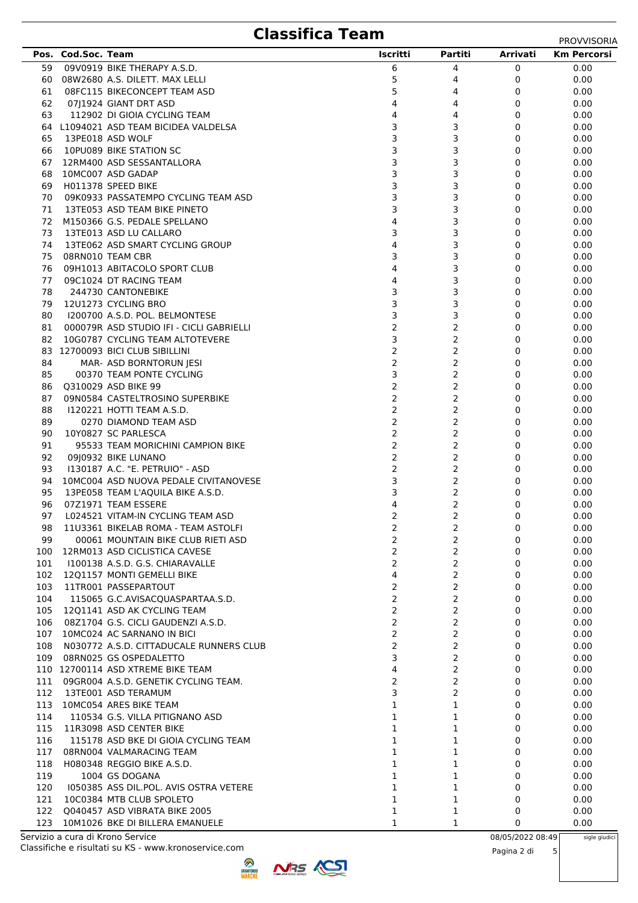# Classifica Team

PROVVISORIA

| Pos. | Cod.Soc. | Team | Iscritti | Partiti | Arrivati | Km Percorsi |
|---|---|---|---|---|---|---|
| 59 | 09V0919 | BIKE THERAPY A.S.D. | 6 | 4 | 0 | 0.00 |
| 60 | 08W2680 | A.S. DILETT. MAX LELLI | 5 | 4 | 0 | 0.00 |
| 61 | 08FC115 | BIKECONCEPT TEAM ASD | 5 | 4 | 0 | 0.00 |
| 62 | 07J1924 | GIANT DRT ASD | 4 | 4 | 0 | 0.00 |
| 63 | 112902 | DI GIOIA CYCLING TEAM | 4 | 4 | 0 | 0.00 |
| 64 | L1094021 | ASD TEAM BICIDEA VALDELSA | 3 | 3 | 0 | 0.00 |
| 65 | 13PE018 | ASD WOLF | 3 | 3 | 0 | 0.00 |
| 66 | 10PU089 | BIKE STATION SC | 3 | 3 | 0 | 0.00 |
| 67 | 12RM400 | ASD SESSANTALLORA | 3 | 3 | 0 | 0.00 |
| 68 | 10MC007 | ASD GADAP | 3 | 3 | 0 | 0.00 |
| 69 | H011378 | SPEED BIKE | 3 | 3 | 0 | 0.00 |
| 70 | 09K0933 | PASSATEMPO CYCLING TEAM ASD | 3 | 3 | 0 | 0.00 |
| 71 | 13TE053 | ASD TEAM BIKE PINETO | 3 | 3 | 0 | 0.00 |
| 72 | M150366 | G.S. PEDALE SPELLANO | 4 | 3 | 0 | 0.00 |
| 73 | 13TE013 | ASD LU CALLARO | 3 | 3 | 0 | 0.00 |
| 74 | 13TE062 | ASD SMART CYCLING GROUP | 4 | 3 | 0 | 0.00 |
| 75 | 08RN010 | TEAM CBR | 3 | 3 | 0 | 0.00 |
| 76 | 09H1013 | ABITACOLO SPORT CLUB | 4 | 3 | 0 | 0.00 |
| 77 | 09C1024 | DT RACING TEAM | 4 | 3 | 0 | 0.00 |
| 78 | 244730 | CANTONEBIKE | 3 | 3 | 0 | 0.00 |
| 79 | 12U1273 | CYCLING BRO | 3 | 3 | 0 | 0.00 |
| 80 | I200700 | A.S.D. POL. BELMONTESE | 3 | 3 | 0 | 0.00 |
| 81 | 000079R | ASD STUDIO IFI - CICLI GABRIELLI | 2 | 2 | 0 | 0.00 |
| 82 | 10G0787 | CYCLING TEAM ALTOTEVERE | 3 | 2 | 0 | 0.00 |
| 83 | 12700093 | BICI CLUB SIBILLINI | 2 | 2 | 0 | 0.00 |
| 84 | MAR- | ASD BORNTORUN JESI | 2 | 2 | 0 | 0.00 |
| 85 | 00370 | TEAM PONTE CYCLING | 3 | 2 | 0 | 0.00 |
| 86 | Q310029 | ASD BIKE 99 | 2 | 2 | 0 | 0.00 |
| 87 | 09N0584 | CASTELTROSINO SUPERBIKE | 2 | 2 | 0 | 0.00 |
| 88 | I120221 | HOTTI TEAM A.S.D. | 2 | 2 | 0 | 0.00 |
| 89 | 0270 | DIAMOND TEAM ASD | 2 | 2 | 0 | 0.00 |
| 90 | 10Y0827 | SC PARLESCA | 2 | 2 | 0 | 0.00 |
| 91 | 95533 | TEAM MORICHINI CAMPION BIKE | 2 | 2 | 0 | 0.00 |
| 92 | 09J0932 | BIKE LUNANO | 2 | 2 | 0 | 0.00 |
| 93 | I130187 | A.C. "E. PETRUIO" - ASD | 2 | 2 | 0 | 0.00 |
| 94 | 10MC004 | ASD NUOVA PEDALE CIVITANOVESE | 3 | 2 | 0 | 0.00 |
| 95 | 13PE058 | TEAM L'AQUILA BIKE A.S.D. | 3 | 2 | 0 | 0.00 |
| 96 | 07Z1971 | TEAM ESSERE | 4 | 2 | 0 | 0.00 |
| 97 | L024521 | VITAM-IN CYCLING TEAM ASD | 2 | 2 | 0 | 0.00 |
| 98 | 11U3361 | BIKELAB ROMA - TEAM ASTOLFI | 2 | 2 | 0 | 0.00 |
| 99 | 00061 | MOUNTAIN BIKE CLUB RIETI ASD | 2 | 2 | 0 | 0.00 |
| 100 | 12RM013 | ASD CICLISTICA CAVESE | 2 | 2 | 0 | 0.00 |
| 101 | I100138 | A.S.D. G.S. CHIARAVALLE | 2 | 2 | 0 | 0.00 |
| 102 | 12Q1157 | MONTI GEMELLI BIKE | 4 | 2 | 0 | 0.00 |
| 103 | 11TR001 | PASSEPARTOUT | 2 | 2 | 0 | 0.00 |
| 104 | 115065 | G.C.AVISACQUASPARTAA.S.D. | 2 | 2 | 0 | 0.00 |
| 105 | 12Q1141 | ASD AK CYCLING TEAM | 2 | 2 | 0 | 0.00 |
| 106 | 08Z1704 | G.S. CICLI GAUDENZI A.S.D. | 2 | 2 | 0 | 0.00 |
| 107 | 10MC024 | AC SARNANO IN BICI | 2 | 2 | 0 | 0.00 |
| 108 | N030772 | A.S.D. CITTADUCALE RUNNERS CLUB | 2 | 2 | 0 | 0.00 |
| 109 | 08RN025 | GS OSPEDALETTO | 3 | 2 | 0 | 0.00 |
| 110 | 12700114 | ASD XTREME BIKE TEAM | 4 | 2 | 0 | 0.00 |
| 111 | 09GR004 | A.S.D. GENETIK CYCLING TEAM. | 2 | 2 | 0 | 0.00 |
| 112 | 13TE001 | ASD TERAMUM | 3 | 2 | 0 | 0.00 |
| 113 | 10MC054 | ARES BIKE TEAM | 1 | 1 | 0 | 0.00 |
| 114 | 110534 | G.S. VILLA PITIGNANO ASD | 1 | 1 | 0 | 0.00 |
| 115 | 11R3098 | ASD CENTER BIKE | 1 | 1 | 0 | 0.00 |
| 116 | 115178 | ASD BKE DI GIOIA CYCLING TEAM | 1 | 1 | 0 | 0.00 |
| 117 | 08RN004 | VALMARACING TEAM | 1 | 1 | 0 | 0.00 |
| 118 | H080348 | REGGIO BIKE A.S.D. | 1 | 1 | 0 | 0.00 |
| 119 | 1004 | GS DOGANA | 1 | 1 | 0 | 0.00 |
| 120 | I050385 | ASS DIL.POL. AVIS OSTRA VETERE | 1 | 1 | 0 | 0.00 |
| 121 | 10C0384 | MTB CLUB SPOLETO | 1 | 1 | 0 | 0.00 |
| 122 | Q040457 | ASD VIBRATA BIKE 2005 | 1 | 1 | 0 | 0.00 |
| 123 | 10M1026 | BKE DI BILLERA EMANUELE | 1 | 1 | 0 | 0.00 |

Servizio a cura di Krono Service
Classifiche e risultati su KS - www.kronoservice.com

08/05/2022 08:49

sigle giudici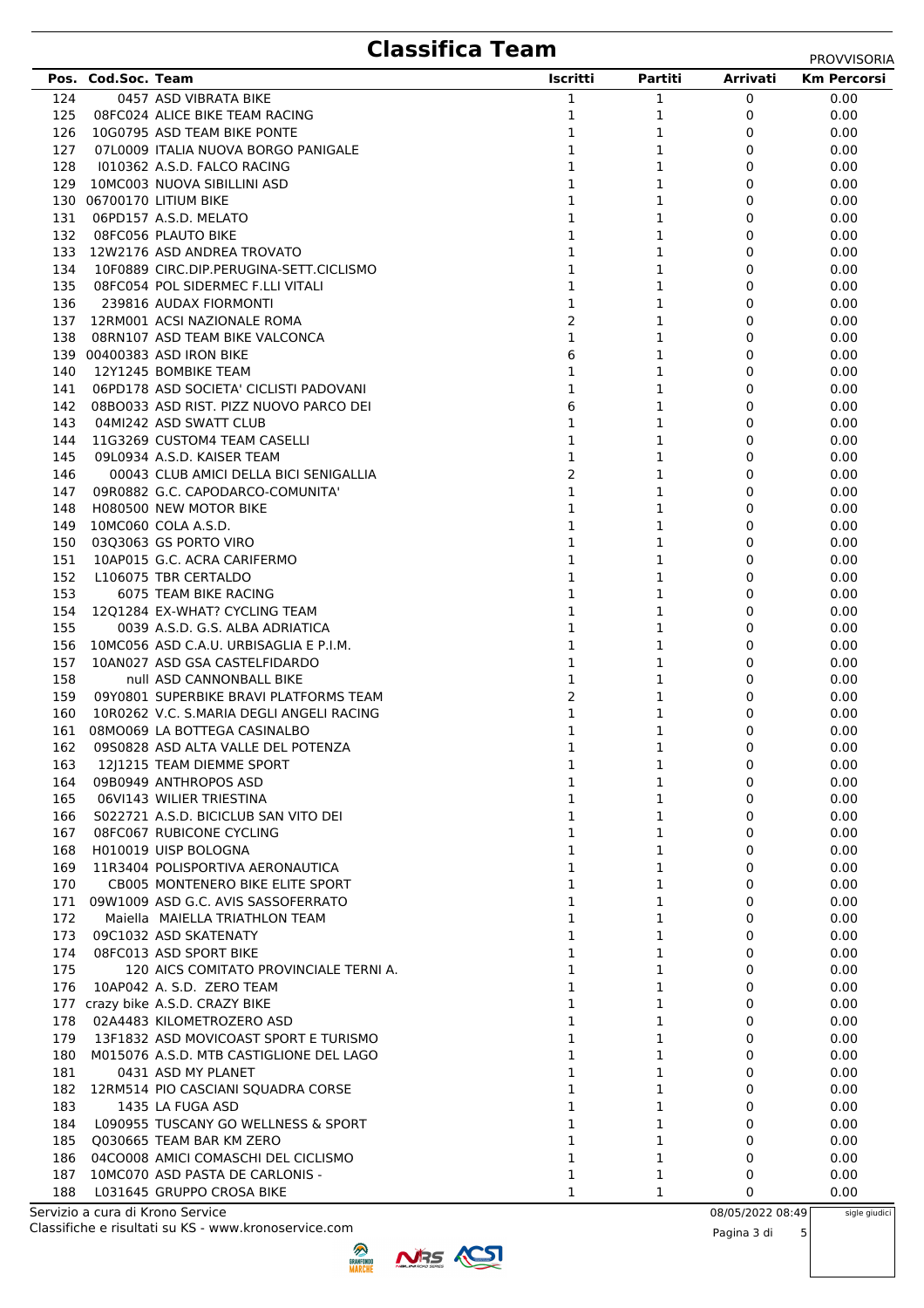# Classifica Team

PROVVISORIA

| Pos. | Cod.Soc. | Team | Iscritti | Partiti | Arrivati | Km Percorsi |
|---|---|---|---|---|---|---|
| 124 | 0457 | ASD VIBRATA BIKE | 1 | 1 | 0 | 0.00 |
| 125 | 08FC024 | ALICE BIKE TEAM RACING | 1 | 1 | 0 | 0.00 |
| 126 | 10G0795 | ASD TEAM BIKE PONTE | 1 | 1 | 0 | 0.00 |
| 127 | 07L0009 | ITALIA NUOVA BORGO PANIGALE | 1 | 1 | 0 | 0.00 |
| 128 | I010362 | A.S.D. FALCO RACING | 1 | 1 | 0 | 0.00 |
| 129 | 10MC003 | NUOVA SIBILLINI ASD | 1 | 1 | 0 | 0.00 |
| 130 | 06700170 | LITIUM BIKE | 1 | 1 | 0 | 0.00 |
| 131 | 06PD157 | A.S.D. MELATO | 1 | 1 | 0 | 0.00 |
| 132 | 08FC056 | PLAUTO BIKE | 1 | 1 | 0 | 0.00 |
| 133 | 12W2176 | ASD ANDREA TROVATO | 1 | 1 | 0 | 0.00 |
| 134 | 10F0889 | CIRC.DIP.PERUGINA-SETT.CICLISMO | 1 | 1 | 0 | 0.00 |
| 135 | 08FC054 | POL SIDERMEC F.LLI VITALI | 1 | 1 | 0 | 0.00 |
| 136 | 239816 | AUDAX FIORMONTI | 1 | 1 | 0 | 0.00 |
| 137 | 12RM001 | ACSI NAZIONALE ROMA | 2 | 1 | 0 | 0.00 |
| 138 | 08RN107 | ASD TEAM BIKE VALCONCA | 1 | 1 | 0 | 0.00 |
| 139 | 00400383 | ASD IRON BIKE | 6 | 1 | 0 | 0.00 |
| 140 | 12Y1245 | BOMBIKE TEAM | 1 | 1 | 0 | 0.00 |
| 141 | 06PD178 | ASD SOCIETA' CICLISTI PADOVANI | 1 | 1 | 0 | 0.00 |
| 142 | 08BO033 | ASD RIST. PIZZ NUOVO PARCO DEI | 6 | 1 | 0 | 0.00 |
| 143 | 04MI242 | ASD SWATT CLUB | 1 | 1 | 0 | 0.00 |
| 144 | 11G3269 | CUSTOM4 TEAM CASELLI | 1 | 1 | 0 | 0.00 |
| 145 | 09L0934 | A.S.D. KAISER TEAM | 1 | 1 | 0 | 0.00 |
| 146 | 00043 | CLUB AMICI DELLA BICI SENIGALLIA | 2 | 1 | 0 | 0.00 |
| 147 | 09R0882 | G.C. CAPODARCO-COMUNITA' | 1 | 1 | 0 | 0.00 |
| 148 | H080500 | NEW MOTOR BIKE | 1 | 1 | 0 | 0.00 |
| 149 | 10MC060 | COLA A.S.D. | 1 | 1 | 0 | 0.00 |
| 150 | 03Q3063 | GS PORTO VIRO | 1 | 1 | 0 | 0.00 |
| 151 | 10AP015 | G.C. ACRA CARIFERMO | 1 | 1 | 0 | 0.00 |
| 152 | L106075 | TBR CERTALDO | 1 | 1 | 0 | 0.00 |
| 153 | 6075 | TEAM BIKE RACING | 1 | 1 | 0 | 0.00 |
| 154 | 12Q1284 | EX-WHAT? CYCLING TEAM | 1 | 1 | 0 | 0.00 |
| 155 | 0039 | A.S.D. G.S. ALBA ADRIATICA | 1 | 1 | 0 | 0.00 |
| 156 | 10MC056 | ASD C.A.U. URBISAGLIA E P.I.M. | 1 | 1 | 0 | 0.00 |
| 157 | 10AN027 | ASD GSA CASTELFIDARDO | 1 | 1 | 0 | 0.00 |
| 158 | null | ASD CANNONBALL BIKE | 1 | 1 | 0 | 0.00 |
| 159 | 09Y0801 | SUPERBIKE BRAVI PLATFORMS TEAM | 2 | 1 | 0 | 0.00 |
| 160 | 10R0262 | V.C. S.MARIA DEGLI ANGELI RACING | 1 | 1 | 0 | 0.00 |
| 161 | 08MO069 | LA BOTTEGA CASINALBO | 1 | 1 | 0 | 0.00 |
| 162 | 09S0828 | ASD ALTA VALLE DEL POTENZA | 1 | 1 | 0 | 0.00 |
| 163 | 12J1215 | TEAM DIEMME SPORT | 1 | 1 | 0 | 0.00 |
| 164 | 09B0949 | ANTHROPOS ASD | 1 | 1 | 0 | 0.00 |
| 165 | 06VI143 | WILIER TRIESTINA | 1 | 1 | 0 | 0.00 |
| 166 | S022721 | A.S.D. BICICLUB SAN VITO DEI | 1 | 1 | 0 | 0.00 |
| 167 | 08FC067 | RUBICONE CYCLING | 1 | 1 | 0 | 0.00 |
| 168 | H010019 | UISP BOLOGNA | 1 | 1 | 0 | 0.00 |
| 169 | 11R3404 | POLISPORTIVA AERONAUTICA | 1 | 1 | 0 | 0.00 |
| 170 | CB005 | MONTENERO BIKE ELITE SPORT | 1 | 1 | 0 | 0.00 |
| 171 | 09W1009 | ASD G.C. AVIS SASSOFERRATO | 1 | 1 | 0 | 0.00 |
| 172 | Maiella | MAIELLA TRIATHLON TEAM | 1 | 1 | 0 | 0.00 |
| 173 | 09C1032 | ASD SKATENATY | 1 | 1 | 0 | 0.00 |
| 174 | 08FC013 | ASD SPORT BIKE | 1 | 1 | 0 | 0.00 |
| 175 | 120 | AICS COMITATO PROVINCIALE TERNI A. | 1 | 1 | 0 | 0.00 |
| 176 | 10AP042 | A. S.D. ZERO TEAM | 1 | 1 | 0 | 0.00 |
| 177 | crazy bike | A.S.D. CRAZY BIKE | 1 | 1 | 0 | 0.00 |
| 178 | 02A4483 | KILOMETROZERO ASD | 1 | 1 | 0 | 0.00 |
| 179 | 13F1832 | ASD MOVICOAST SPORT E TURISMO | 1 | 1 | 0 | 0.00 |
| 180 | M015076 | A.S.D. MTB CASTIGLIONE DEL LAGO | 1 | 1 | 0 | 0.00 |
| 181 | 0431 | ASD MY PLANET | 1 | 1 | 0 | 0.00 |
| 182 | 12RM514 | PIO CASCIANI SQUADRA CORSE | 1 | 1 | 0 | 0.00 |
| 183 | 1435 | LA FUGA ASD | 1 | 1 | 0 | 0.00 |
| 184 | L090955 | TUSCANY GO WELLNESS & SPORT | 1 | 1 | 0 | 0.00 |
| 185 | Q030665 | TEAM BAR KM ZERO | 1 | 1 | 0 | 0.00 |
| 186 | 04CO008 | AMICI COMASCHI DEL CICLISMO | 1 | 1 | 0 | 0.00 |
| 187 | 10MC070 | ASD PASTA DE CARLONIS - | 1 | 1 | 0 | 0.00 |
| 188 | L031645 | GRUPPO CROSA BIKE | 1 | 1 | 0 | 0.00 |

Servizio a cura di Krono Service
Classifiche e risultati su KS - www.kronoservice.com

08/05/2022 08:49

sigle giudici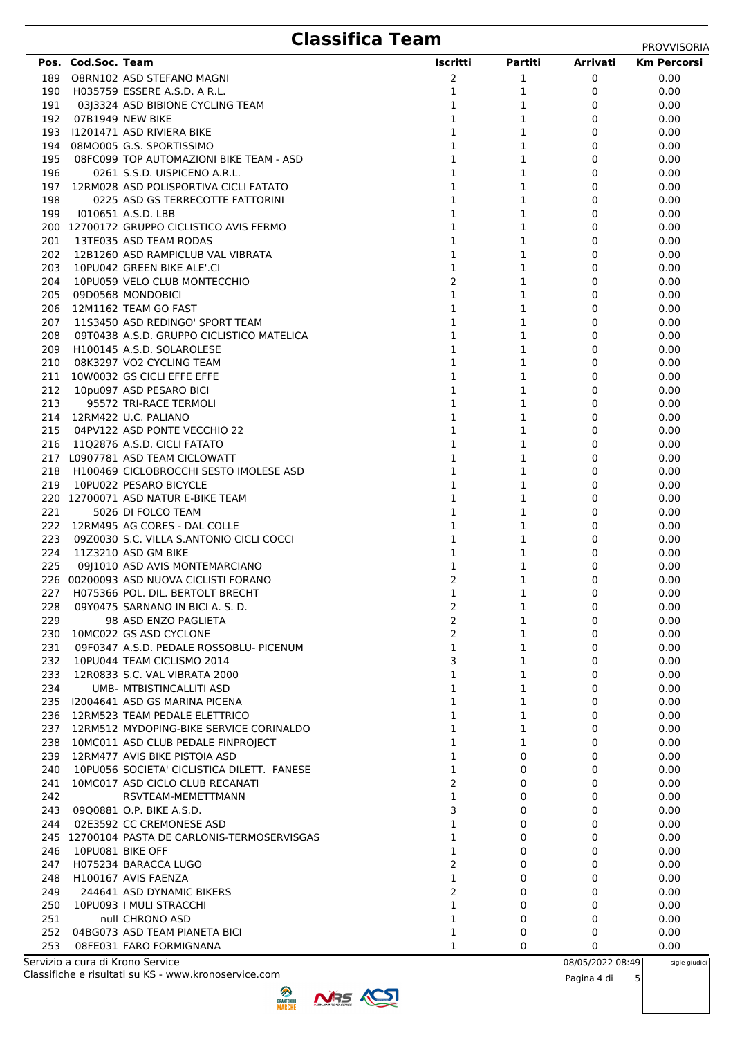# Classifica Team

PROVVISORIA

| Pos. | Cod.Soc. | Team | Iscritti | Partiti | Arrivati | Km Percorsi |
|---|---|---|---|---|---|---|
| 189 | O8RN102 | ASD STEFANO MAGNI | 2 | 1 | 0 | 0.00 |
| 190 | H035759 | ESSERE A.S.D. A R.L. | 1 | 1 | 0 | 0.00 |
| 191 | 03J3324 | ASD BIBIONE CYCLING TEAM | 1 | 1 | 0 | 0.00 |
| 192 | 07B1949 | NEW BIKE | 1 | 1 | 0 | 0.00 |
| 193 | I1201471 | ASD RIVIERA BIKE | 1 | 1 | 0 | 0.00 |
| 194 | 08MO005 | G.S. SPORTISSIMO | 1 | 1 | 0 | 0.00 |
| 195 | 08FC099 | TOP AUTOMAZIONI BIKE TEAM - ASD | 1 | 1 | 0 | 0.00 |
| 196 | 0261 | S.S.D. UISPICENO A.R.L. | 1 | 1 | 0 | 0.00 |
| 197 | 12RM028 | ASD POLISPORTIVA CICLI FATATO | 1 | 1 | 0 | 0.00 |
| 198 | 0225 | ASD GS TERRECOTTE FATTORINI | 1 | 1 | 0 | 0.00 |
| 199 | I010651 | A.S.D. LBB | 1 | 1 | 0 | 0.00 |
| 200 | 12700172 | GRUPPO CICLISTICO AVIS FERMO | 1 | 1 | 0 | 0.00 |
| 201 | 13TE035 | ASD TEAM RODAS | 1 | 1 | 0 | 0.00 |
| 202 | 12B1260 | ASD RAMPICLUB VAL VIBRATA | 1 | 1 | 0 | 0.00 |
| 203 | 10PU042 | GREEN BIKE ALE'.CI | 1 | 1 | 0 | 0.00 |
| 204 | 10PU059 | VELO CLUB MONTECCHIO | 2 | 1 | 0 | 0.00 |
| 205 | 09D0568 | MONDOBICI | 1 | 1 | 0 | 0.00 |
| 206 | 12M1162 | TEAM GO FAST | 1 | 1 | 0 | 0.00 |
| 207 | 11S3450 | ASD REDINGO' SPORT TEAM | 1 | 1 | 0 | 0.00 |
| 208 | 09T0438 | A.S.D. GRUPPO CICLISTICO MATELICA | 1 | 1 | 0 | 0.00 |
| 209 | H100145 | A.S.D. SOLAROLESE | 1 | 1 | 0 | 0.00 |
| 210 | 08K3297 | VO2 CYCLING TEAM | 1 | 1 | 0 | 0.00 |
| 211 | 10W0032 | GS CICLI EFFE EFFE | 1 | 1 | 0 | 0.00 |
| 212 | 10pu097 | ASD PESARO BICI | 1 | 1 | 0 | 0.00 |
| 213 | 95572 | TRI-RACE TERMOLI | 1 | 1 | 0 | 0.00 |
| 214 | 12RM422 | U.C. PALIANO | 1 | 1 | 0 | 0.00 |
| 215 | 04PV122 | ASD PONTE VECCHIO 22 | 1 | 1 | 0 | 0.00 |
| 216 | 11Q2876 | A.S.D. CICLI FATATO | 1 | 1 | 0 | 0.00 |
| 217 | L0907781 | ASD TEAM CICLOWATT | 1 | 1 | 0 | 0.00 |
| 218 | H100469 | CICLOBROCCHI SESTO IMOLESE ASD | 1 | 1 | 0 | 0.00 |
| 219 | 10PU022 | PESARO BICYCLE | 1 | 1 | 0 | 0.00 |
| 220 | 12700071 | ASD NATUR E-BIKE TEAM | 1 | 1 | 0 | 0.00 |
| 221 | 5026 | DI FOLCO TEAM | 1 | 1 | 0 | 0.00 |
| 222 | 12RM495 | AG CORES - DAL COLLE | 1 | 1 | 0 | 0.00 |
| 223 | 09Z0030 | S.C. VILLA S.ANTONIO CICLI COCCI | 1 | 1 | 0 | 0.00 |
| 224 | 11Z3210 | ASD GM BIKE | 1 | 1 | 0 | 0.00 |
| 225 | 09J1010 | ASD AVIS MONTEMARCIANO | 1 | 1 | 0 | 0.00 |
| 226 | 00200093 | ASD NUOVA CICLISTI FORANO | 2 | 1 | 0 | 0.00 |
| 227 | H075366 | POL. DIL. BERTOLT BRECHT | 1 | 1 | 0 | 0.00 |
| 228 | 09Y0475 | SARNANO IN BICI A. S. D. | 2 | 1 | 0 | 0.00 |
| 229 | 98 | ASD ENZO PAGLIETA | 2 | 1 | 0 | 0.00 |
| 230 | 10MC022 | GS ASD CYCLONE | 2 | 1 | 0 | 0.00 |
| 231 | 09F0347 | A.S.D. PEDALE ROSSOBLU- PICENUM | 1 | 1 | 0 | 0.00 |
| 232 | 10PU044 | TEAM CICLISMO 2014 | 3 | 1 | 0 | 0.00 |
| 233 | 12R0833 | S.C. VAL VIBRATA 2000 | 1 | 1 | 0 | 0.00 |
| 234 | UMB- | MTBISTINCALLITI ASD | 1 | 1 | 0 | 0.00 |
| 235 | I2004641 | ASD GS MARINA PICENA | 1 | 1 | 0 | 0.00 |
| 236 | 12RM523 | TEAM PEDALE ELETTRICO | 1 | 1 | 0 | 0.00 |
| 237 | 12RM512 | MYDOPING-BIKE SERVICE CORINALDO | 1 | 1 | 0 | 0.00 |
| 238 | 10MC011 | ASD CLUB PEDALE FINPROJECT | 1 | 1 | 0 | 0.00 |
| 239 | 12RM477 | AVIS BIKE PISTOIA ASD | 1 | 0 | 0 | 0.00 |
| 240 | 10PU056 | SOCIETA' CICLISTICA DILETT. FANESE | 1 | 0 | 0 | 0.00 |
| 241 | 10MC017 | ASD CICLO CLUB RECANATI | 2 | 0 | 0 | 0.00 |
| 242 | | RSVTEAM-MEMETTMANN | 1 | 0 | 0 | 0.00 |
| 243 | 09Q0881 | O.P. BIKE A.S.D. | 3 | 0 | 0 | 0.00 |
| 244 | 02E3592 | CC CREMONESE ASD | 1 | 0 | 0 | 0.00 |
| 245 | 12700104 | PASTA DE CARLONIS-TERMOSERVISGAS | 1 | 0 | 0 | 0.00 |
| 246 | 10PU081 | BIKE OFF | 1 | 0 | 0 | 0.00 |
| 247 | H075234 | BARACCA LUGO | 2 | 0 | 0 | 0.00 |
| 248 | H100167 | AVIS FAENZA | 1 | 0 | 0 | 0.00 |
| 249 | 244641 | ASD DYNAMIC BIKERS | 2 | 0 | 0 | 0.00 |
| 250 | 10PU093 | I MULI STRACCHI | 1 | 0 | 0 | 0.00 |
| 251 | null | CHRONO ASD | 1 | 0 | 0 | 0.00 |
| 252 | 04BG073 | ASD TEAM PIANETA BICI | 1 | 0 | 0 | 0.00 |
| 253 | 08FE031 | FARO FORMIGNANA | 1 | 0 | 0 | 0.00 |

Servizio a cura di Krono Service
Classifiche e risultati su KS - www.kronoservice.com

08/05/2022 08:49

sigle giudici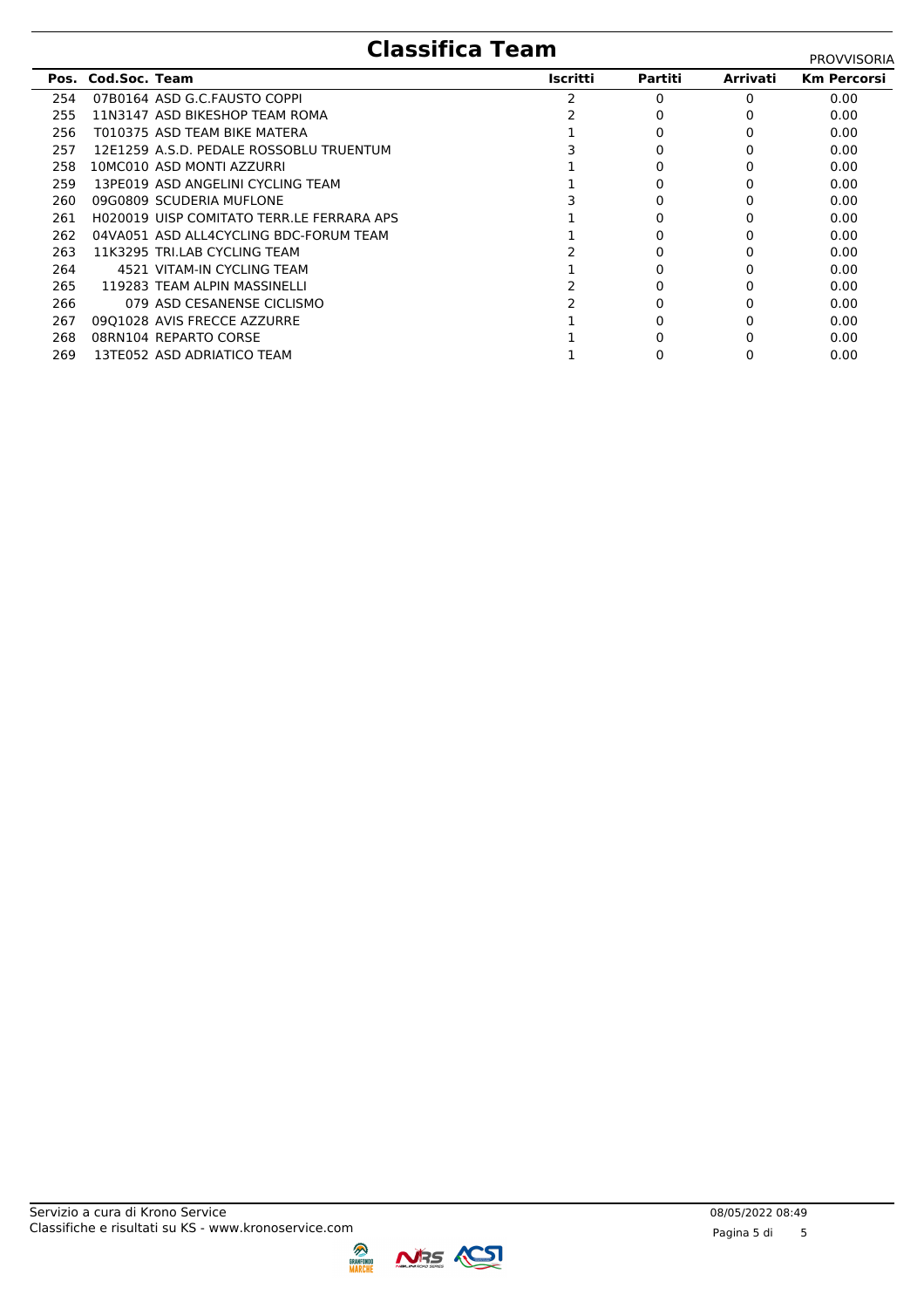# Classifica Team

PROVVISORIA

| Pos. | Cod.Soc. | Team | Iscritti | Partiti | Arrivati | Km Percorsi |
|---|---|---|---|---|---|---|
| 254 | 07B0164 | ASD G.C.FAUSTO COPPI | 2 | 0 | 0 | 0.00 |
| 255 | 11N3147 | ASD BIKESHOP TEAM ROMA | 2 | 0 | 0 | 0.00 |
| 256 | T010375 | ASD TEAM BIKE MATERA | 1 | 0 | 0 | 0.00 |
| 257 | 12E1259 | A.S.D. PEDALE ROSSOBLU TRUENTUM | 3 | 0 | 0 | 0.00 |
| 258 | 10MC010 | ASD MONTI AZZURRI | 1 | 0 | 0 | 0.00 |
| 259 | 13PE019 | ASD ANGELINI CYCLING TEAM | 1 | 0 | 0 | 0.00 |
| 260 | 09G0809 | SCUDERIA MUFLONE | 3 | 0 | 0 | 0.00 |
| 261 | H020019 | UISP COMITATO TERR.LE FERRARA APS | 1 | 0 | 0 | 0.00 |
| 262 | 04VA051 | ASD ALL4CYCLING BDC-FORUM TEAM | 1 | 0 | 0 | 0.00 |
| 263 | 11K3295 | TRI.LAB CYCLING TEAM | 2 | 0 | 0 | 0.00 |
| 264 | 4521 | VITAM-IN CYCLING TEAM | 1 | 0 | 0 | 0.00 |
| 265 | 119283 | TEAM ALPIN MASSINELLI | 2 | 0 | 0 | 0.00 |
| 266 | 079 | ASD CESANENSE CICLISMO | 2 | 0 | 0 | 0.00 |
| 267 | 09Q1028 | AVIS FRECCE AZZURRE | 1 | 0 | 0 | 0.00 |
| 268 | 08RN104 | REPARTO CORSE | 1 | 0 | 0 | 0.00 |
| 269 | 13TE052 | ASD ADRIATICO TEAM | 1 | 0 | 0 | 0.00 |

Servizio a cura di Krono Service
Classifiche e risultati su KS - www.kronoservice.com

08/05/2022 08:49